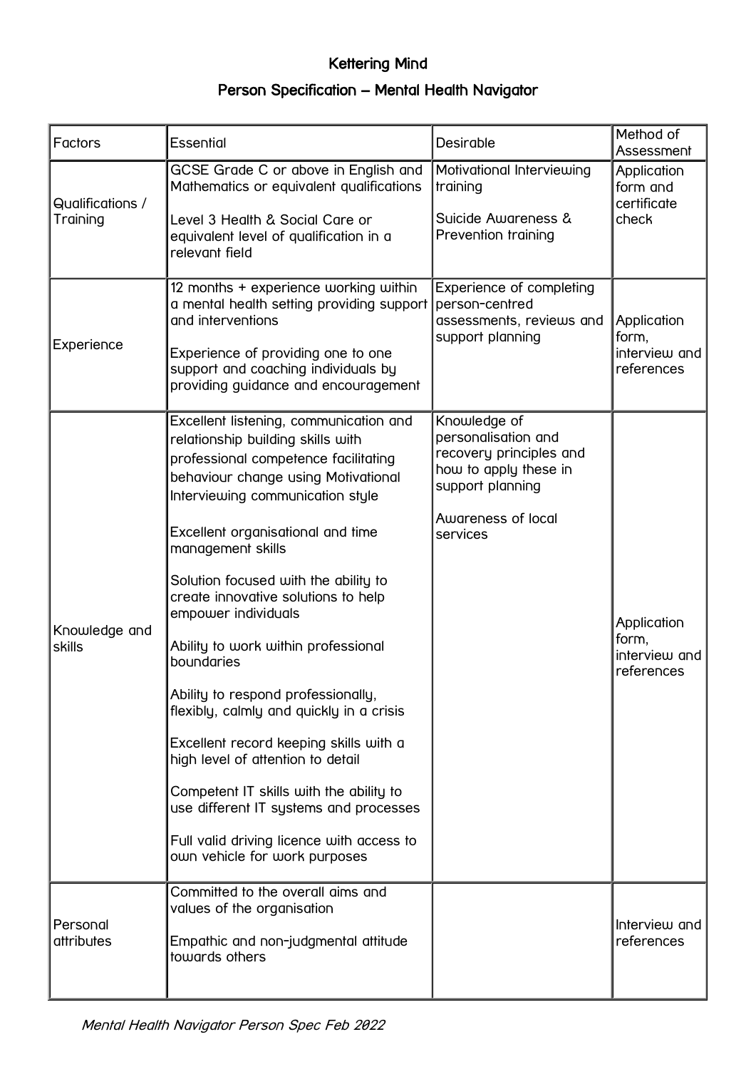# Kettering Mind

## Person Specification – Mental Health Navigator

| Factors | Essential | Desirable | Method of Assessment |
|---|---|---|---|
| Qualifications / Training | GCSE Grade C or above in English and Mathematics or equivalent qualifications<br><br>Level 3 Health & Social Care or equivalent level of qualification in a relevant field | Motivational Interviewing training<br><br>Suicide Awareness & Prevention training | Application form and certificate check |
| Experience | 12 months + experience working within a mental health setting providing support and interventions<br><br>Experience of providing one to one support and coaching individuals by providing guidance and encouragement | Experience of completing person-centred assessments, reviews and support planning | Application form, interview and references |
| Knowledge and skills | Excellent listening, communication and relationship building skills with professional competence facilitating behaviour change using Motivational Interviewing communication style<br><br>Excellent organisational and time management skills<br><br>Solution focused with the ability to create innovative solutions to help empower individuals<br><br>Ability to work within professional boundaries<br><br>Ability to respond professionally, flexibly, calmly and quickly in a crisis<br><br>Excellent record keeping skills with a high level of attention to detail<br><br>Competent IT skills with the ability to use different IT systems and processes<br><br>Full valid driving licence with access to own vehicle for work purposes | Knowledge of personalisation and recovery principles and how to apply these in support planning<br><br>Awareness of local services | Application form, interview and references |
| Personal attributes | Committed to the overall aims and values of the organisation<br><br>Empathic and non-judgmental attitude towards others | | Interview and references |

*Mental Health Navigator Person Spec Feb 2022*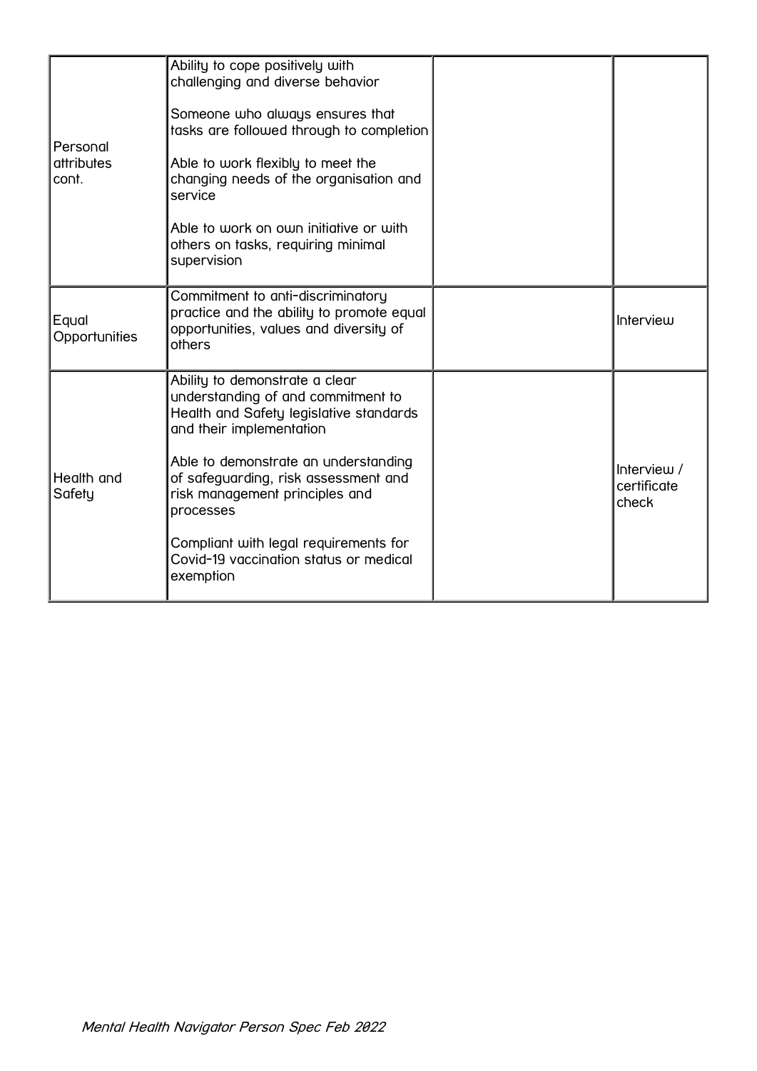| | | | |
|---|---|---|---|
| Personal attributes cont. | Ability to cope positively with challenging and diverse behavior<br><br>Someone who always ensures that tasks are followed through to completion<br><br>Able to work flexibly to meet the changing needs of the organisation and service<br><br>Able to work on own initiative or with others on tasks, requiring minimal supervision | | |
| Equal Opportunities | Commitment to anti-discriminatory practice and the ability to promote equal opportunities, values and diversity of others | | Interview |
| Health and Safety | Ability to demonstrate a clear understanding of and commitment to Health and Safety legislative standards and their implementation<br><br>Able to demonstrate an understanding of safeguarding, risk assessment and risk management principles and processes<br><br>Compliant with legal requirements for Covid-19 vaccination status or medical exemption | | Interview / certificate check |